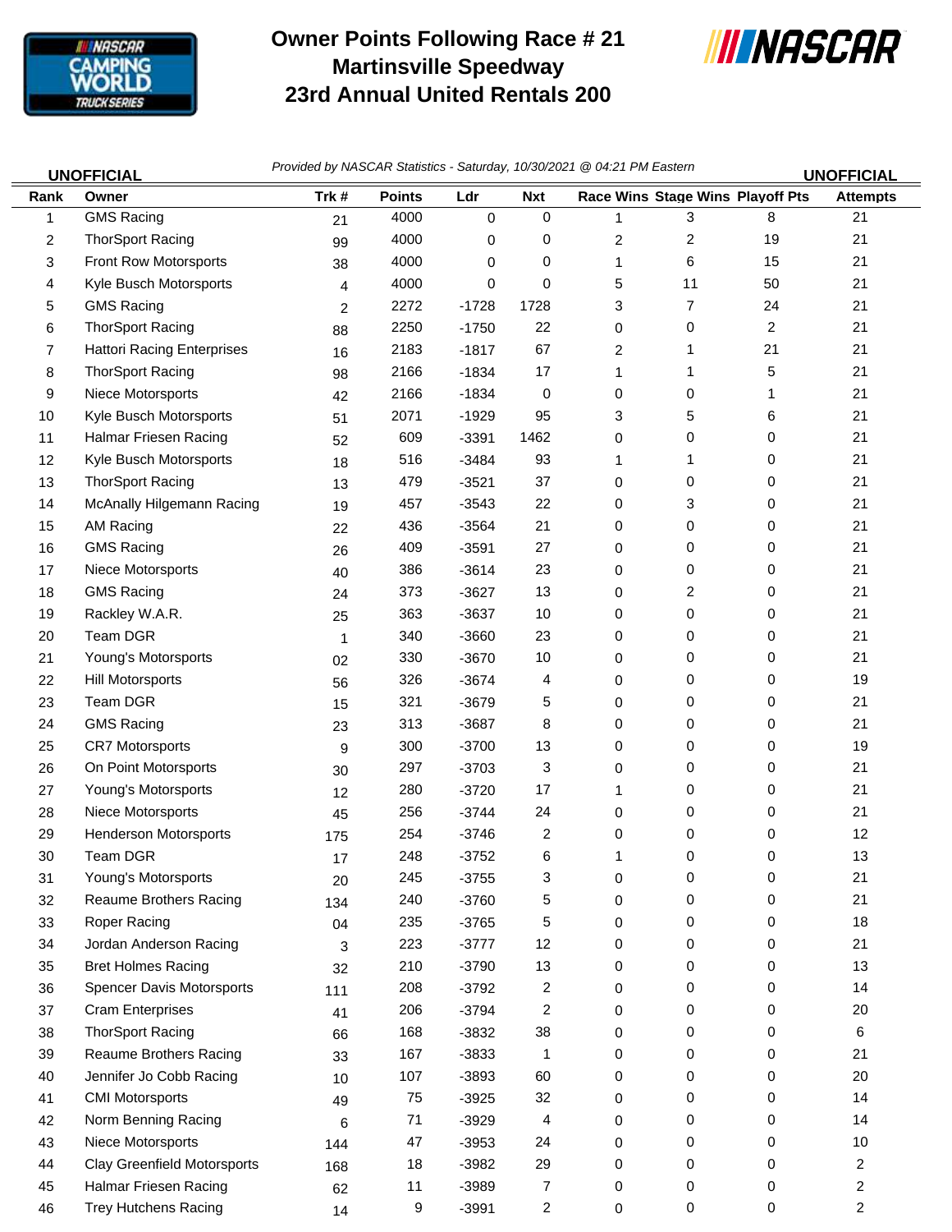# Owner Points Following Race # 21
# Martinsville Speedway
# 23rd Annual United Rentals 200

**UNOFFICIAL** *Provided by NASCAR Statistics - Saturday, 10/30/2021 @ 04:21 PM Eastern* **UNOFFICIAL**

| Rank | Owner | Trk # | Points | Ldr | Nxt | Race Wins | Stage Wins | Playoff Pts | Attempts |
|---|---|---|---|---|---|---|---|---|---|
| 1 | GMS Racing | 21 | 4000 | 0 | 0 | 1 | 3 | 8 | 21 |
| 2 | ThorSport Racing | 99 | 4000 | 0 | 0 | 2 | 2 | 19 | 21 |
| 3 | Front Row Motorsports | 38 | 4000 | 0 | 0 | 1 | 6 | 15 | 21 |
| 4 | Kyle Busch Motorsports | 4 | 4000 | 0 | 0 | 5 | 11 | 50 | 21 |
| 5 | GMS Racing | 2 | 2272 | -1728 | 1728 | 3 | 7 | 24 | 21 |
| 6 | ThorSport Racing | 88 | 2250 | -1750 | 22 | 0 | 0 | 2 | 21 |
| 7 | Hattori Racing Enterprises | 16 | 2183 | -1817 | 67 | 2 | 1 | 21 | 21 |
| 8 | ThorSport Racing | 98 | 2166 | -1834 | 17 | 1 | 1 | 5 | 21 |
| 9 | Niece Motorsports | 42 | 2166 | -1834 | 0 | 0 | 0 | 1 | 21 |
| 10 | Kyle Busch Motorsports | 51 | 2071 | -1929 | 95 | 3 | 5 | 6 | 21 |
| 11 | Halmar Friesen Racing | 52 | 609 | -3391 | 1462 | 0 | 0 | 0 | 21 |
| 12 | Kyle Busch Motorsports | 18 | 516 | -3484 | 93 | 1 | 1 | 0 | 21 |
| 13 | ThorSport Racing | 13 | 479 | -3521 | 37 | 0 | 0 | 0 | 21 |
| 14 | McAnally Hilgemann Racing | 19 | 457 | -3543 | 22 | 0 | 3 | 0 | 21 |
| 15 | AM Racing | 22 | 436 | -3564 | 21 | 0 | 0 | 0 | 21 |
| 16 | GMS Racing | 26 | 409 | -3591 | 27 | 0 | 0 | 0 | 21 |
| 17 | Niece Motorsports | 40 | 386 | -3614 | 23 | 0 | 0 | 0 | 21 |
| 18 | GMS Racing | 24 | 373 | -3627 | 13 | 0 | 2 | 0 | 21 |
| 19 | Rackley W.A.R. | 25 | 363 | -3637 | 10 | 0 | 0 | 0 | 21 |
| 20 | Team DGR | 1 | 340 | -3660 | 23 | 0 | 0 | 0 | 21 |
| 21 | Young's Motorsports | 02 | 330 | -3670 | 10 | 0 | 0 | 0 | 21 |
| 22 | Hill Motorsports | 56 | 326 | -3674 | 4 | 0 | 0 | 0 | 19 |
| 23 | Team DGR | 15 | 321 | -3679 | 5 | 0 | 0 | 0 | 21 |
| 24 | GMS Racing | 23 | 313 | -3687 | 8 | 0 | 0 | 0 | 21 |
| 25 | CR7 Motorsports | 9 | 300 | -3700 | 13 | 0 | 0 | 0 | 19 |
| 26 | On Point Motorsports | 30 | 297 | -3703 | 3 | 0 | 0 | 0 | 21 |
| 27 | Young's Motorsports | 12 | 280 | -3720 | 17 | 1 | 0 | 0 | 21 |
| 28 | Niece Motorsports | 45 | 256 | -3744 | 24 | 0 | 0 | 0 | 21 |
| 29 | Henderson Motorsports | 175 | 254 | -3746 | 2 | 0 | 0 | 0 | 12 |
| 30 | Team DGR | 17 | 248 | -3752 | 6 | 1 | 0 | 0 | 13 |
| 31 | Young's Motorsports | 20 | 245 | -3755 | 3 | 0 | 0 | 0 | 21 |
| 32 | Reaume Brothers Racing | 134 | 240 | -3760 | 5 | 0 | 0 | 0 | 21 |
| 33 | Roper Racing | 04 | 235 | -3765 | 5 | 0 | 0 | 0 | 18 |
| 34 | Jordan Anderson Racing | 3 | 223 | -3777 | 12 | 0 | 0 | 0 | 21 |
| 35 | Bret Holmes Racing | 32 | 210 | -3790 | 13 | 0 | 0 | 0 | 13 |
| 36 | Spencer Davis Motorsports | 111 | 208 | -3792 | 2 | 0 | 0 | 0 | 14 |
| 37 | Cram Enterprises | 41 | 206 | -3794 | 2 | 0 | 0 | 0 | 20 |
| 38 | ThorSport Racing | 66 | 168 | -3832 | 38 | 0 | 0 | 0 | 6 |
| 39 | Reaume Brothers Racing | 33 | 167 | -3833 | 1 | 0 | 0 | 0 | 21 |
| 40 | Jennifer Jo Cobb Racing | 10 | 107 | -3893 | 60 | 0 | 0 | 0 | 20 |
| 41 | CMI Motorsports | 49 | 75 | -3925 | 32 | 0 | 0 | 0 | 14 |
| 42 | Norm Benning Racing | 6 | 71 | -3929 | 4 | 0 | 0 | 0 | 14 |
| 43 | Niece Motorsports | 144 | 47 | -3953 | 24 | 0 | 0 | 0 | 10 |
| 44 | Clay Greenfield Motorsports | 168 | 18 | -3982 | 29 | 0 | 0 | 0 | 2 |
| 45 | Halmar Friesen Racing | 62 | 11 | -3989 | 7 | 0 | 0 | 0 | 2 |
| 46 | Trey Hutchens Racing | 14 | 9 | -3991 | 2 | 0 | 0 | 0 | 2 |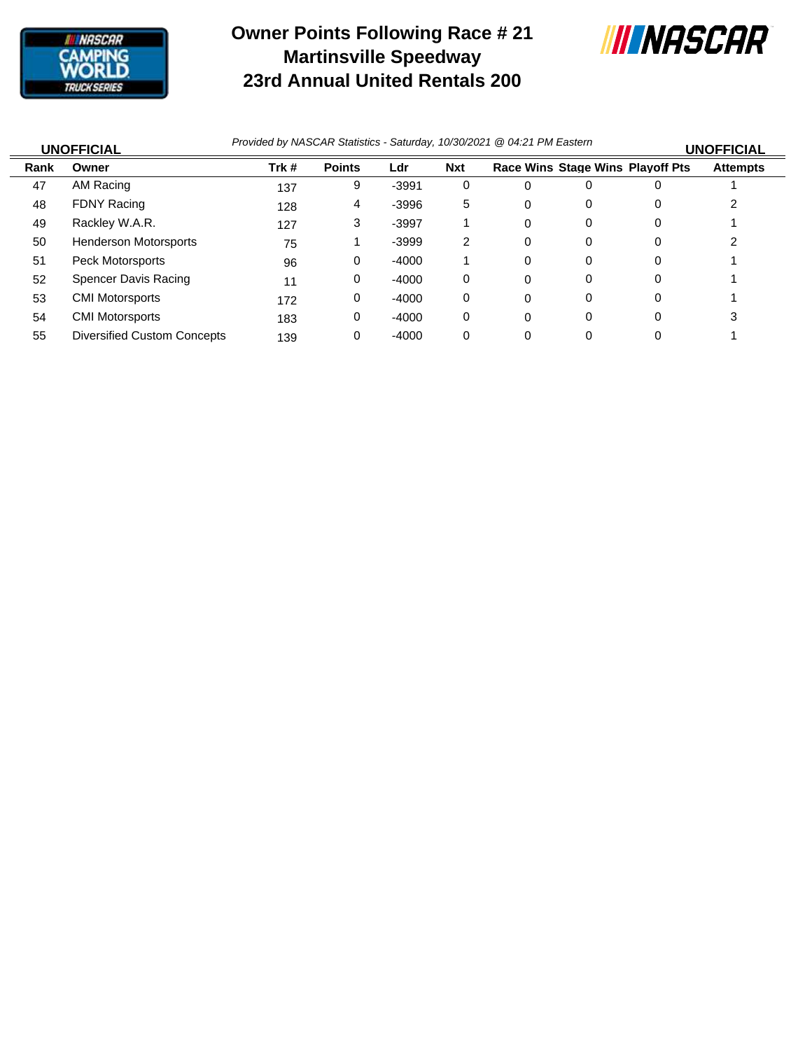# Owner Points Following Race # 21
## Martinsville Speedway
## 23rd Annual United Rentals 200

**UNOFFICIAL** *Provided by NASCAR Statistics - Saturday, 10/30/2021 @ 04:21 PM Eastern* **UNOFFICIAL**

| Rank | Owner | Trk # | Points | Ldr | Nxt | Race Wins | Stage Wins | Playoff Pts | Attempts |
|---|---|---|---|---|---|---|---|---|---|
| 47 | AM Racing | 137 | 9 | -3991 | 0 | 0 | 0 | 0 | 1 |
| 48 | FDNY Racing | 128 | 4 | -3996 | 5 | 0 | 0 | 0 | 2 |
| 49 | Rackley W.A.R. | 127 | 3 | -3997 | 1 | 0 | 0 | 0 | 1 |
| 50 | Henderson Motorsports | 75 | 1 | -3999 | 2 | 0 | 0 | 0 | 2 |
| 51 | Peck Motorsports | 96 | 0 | -4000 | 1 | 0 | 0 | 0 | 1 |
| 52 | Spencer Davis Racing | 11 | 0 | -4000 | 0 | 0 | 0 | 0 | 1 |
| 53 | CMI Motorsports | 172 | 0 | -4000 | 0 | 0 | 0 | 0 | 1 |
| 54 | CMI Motorsports | 183 | 0 | -4000 | 0 | 0 | 0 | 0 | 3 |
| 55 | Diversified Custom Concepts | 139 | 0 | -4000 | 0 | 0 | 0 | 0 | 1 |